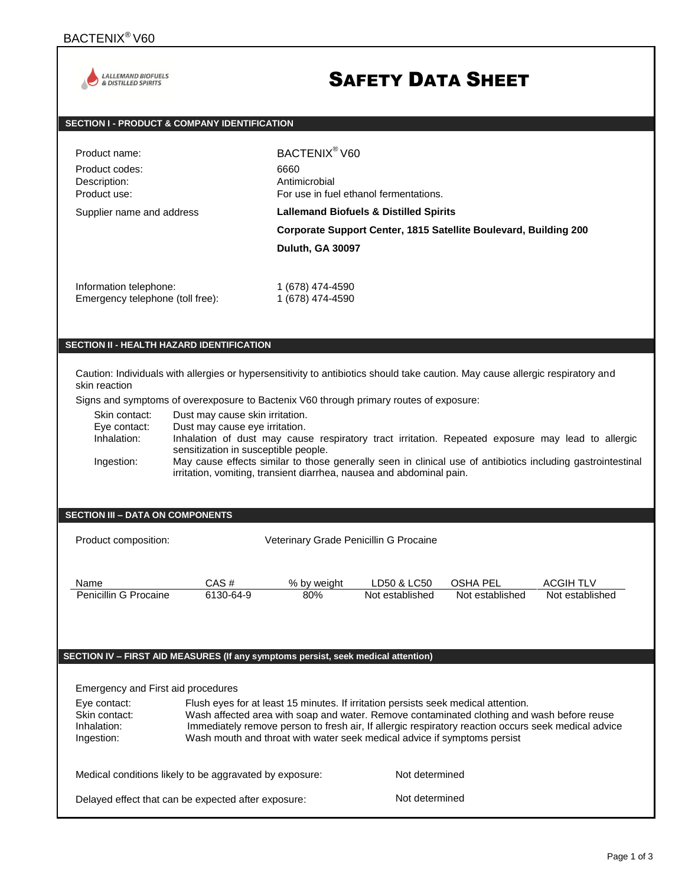# SAFETY DATA SHEET

LALLEMAND BIOFUELS & DISTILLED SPIRITS

## SECTION I - PRODUCT & COMPANY IDENTIFICATION

| | |
|---|---|
| Product name: | BACTENIX® V60 |
| Product codes: | 6660 |
| Description: | Antimicrobial |
| Product use: | For use in fuel ethanol fermentations. |
| Supplier name and address | **Lallemand Biofuels & Distilled Spirits** |
| | **Corporate Support Center, 1815 Satellite Boulevard, Building 200** |
| | **Duluth, GA 30097** |
| Information telephone: | 1 (678) 474-4590 |
| Emergency telephone (toll free): | 1 (678) 474-4590 |

## SECTION II - HEALTH HAZARD IDENTIFICATION

Caution: Individuals with allergies or hypersensitivity to antibiotics should take caution. May cause allergic respiratory and skin reaction

Signs and symptoms of overexposure to Bactenix V60 through primary routes of exposure:

| | |
|---|---|
| Skin contact: | Dust may cause skin irritation. |
| Eye contact: | Dust may cause eye irritation. |
| Inhalation: | Inhalation of dust may cause respiratory tract irritation. Repeated exposure may lead to allergic sensitization in susceptible people. |
| Ingestion: | May cause effects similar to those generally seen in clinical use of antibiotics including gastrointestinal irritation, vomiting, transient diarrhea, nausea and abdominal pain. |

## SECTION III – DATA ON COMPONENTS

Product composition: Veterinary Grade Penicillin G Procaine

| Name | CAS # | % by weight | LD50 & LC50 | OSHA PEL | ACGIH TLV |
|---|---|---|---|---|---|
| Penicillin G Procaine | 6130-64-9 | 80% | Not established | Not established | Not established |

## SECTION IV – FIRST AID MEASURES (If any symptoms persist, seek medical attention)

Emergency and First aid procedures

| | |
|---|---|
| Eye contact: | Flush eyes for at least 15 minutes. If irritation persists seek medical attention. |
| Skin contact: | Wash affected area with soap and water. Remove contaminated clothing and wash before reuse |
| Inhalation: | Immediately remove person to fresh air, If allergic respiratory reaction occurs seek medical advice |
| Ingestion: | Wash mouth and throat with water seek medical advice if symptoms persist |

| | |
|---|---|
| Medical conditions likely to be aggravated by exposure: | Not determined |
| Delayed effect that can be expected after exposure: | Not determined |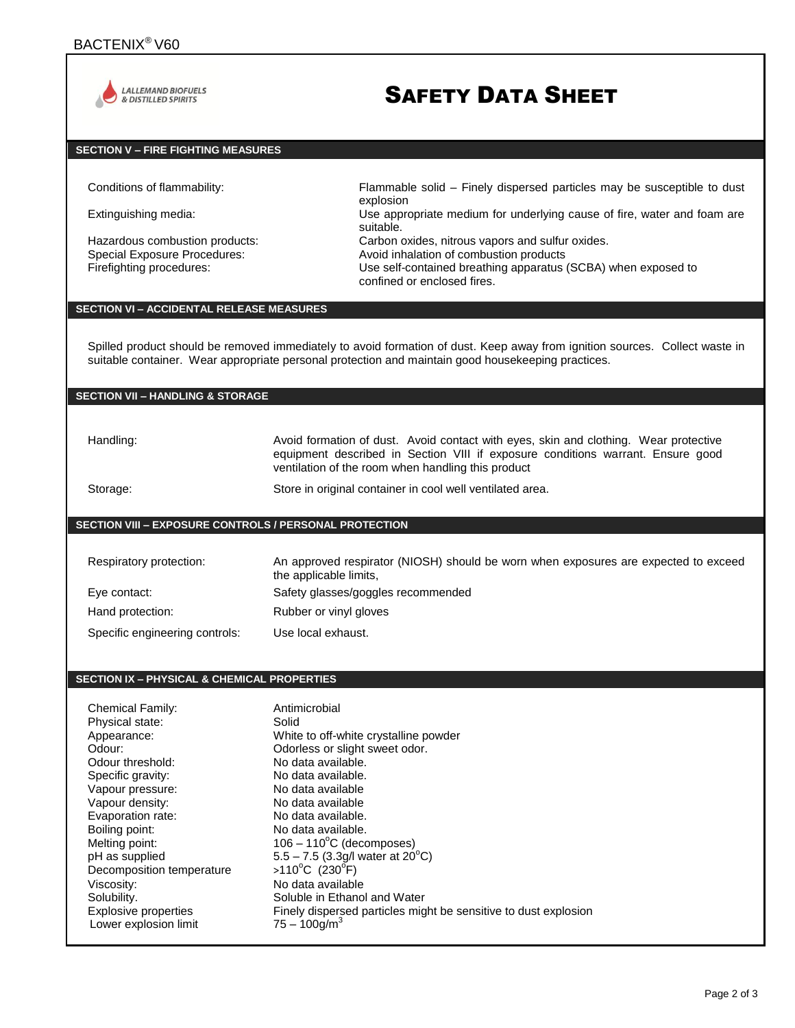# SAFETY DATA SHEET

## SECTION V – FIRE FIGHTING MEASURES

| | |
|---|---|
| Conditions of flammability: | Flammable solid – Finely dispersed particles may be susceptible to dust explosion |
| Extinguishing media: | Use appropriate medium for underlying cause of fire, water and foam are suitable. |
| Hazardous combustion products: | Carbon oxides, nitrous vapors and sulfur oxides. |
| Special Exposure Procedures: | Avoid inhalation of combustion products |
| Firefighting procedures: | Use self-contained breathing apparatus (SCBA) when exposed to confined or enclosed fires. |

## SECTION VI – ACCIDENTAL RELEASE MEASURES

Spilled product should be removed immediately to avoid formation of dust. Keep away from ignition sources. Collect waste in suitable container. Wear appropriate personal protection and maintain good housekeeping practices.

## SECTION VII – HANDLING & STORAGE

| | |
|---|---|
| Handling: | Avoid formation of dust. Avoid contact with eyes, skin and clothing. Wear protective equipment described in Section VIII if exposure conditions warrant. Ensure good ventilation of the room when handling this product |
| Storage: | Store in original container in cool well ventilated area. |

## SECTION VIII – EXPOSURE CONTROLS / PERSONAL PROTECTION

| | |
|---|---|
| Respiratory protection: | An approved respirator (NIOSH) should be worn when exposures are expected to exceed the applicable limits, |
| Eye contact: | Safety glasses/goggles recommended |
| Hand protection: | Rubber or vinyl gloves |
| Specific engineering controls: | Use local exhaust. |

## SECTION IX – PHYSICAL & CHEMICAL PROPERTIES

| | |
|---|---|
| Chemical Family: | Antimicrobial |
| Physical state: | Solid |
| Appearance: | White to off-white crystalline powder |
| Odour: | Odorless or slight sweet odor. |
| Odour threshold: | No data available. |
| Specific gravity: | No data available. |
| Vapour pressure: | No data available |
| Vapour density: | No data available |
| Evaporation rate: | No data available. |
| Boiling point: | No data available. |
| Melting point: | 106 – 110°C (decomposes) |
| pH as supplied | 5.5 – 7.5 (3.3g/l water at 20°C) |
| Decomposition temperature | >110°C (230°F) |
| Viscosity: | No data available |
| Solubility. | Soluble in Ethanol and Water |
| Explosive properties | Finely dispersed particles might be sensitive to dust explosion |
| Lower explosion limit | 75 – 100g/m$^3$ |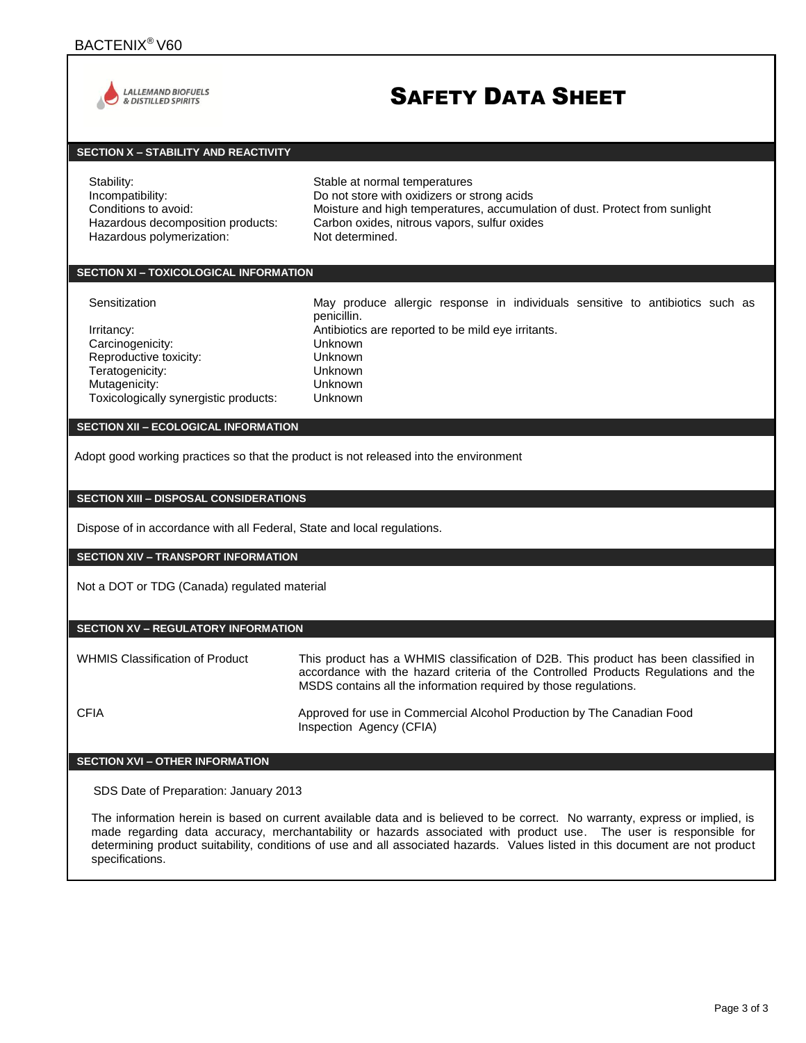BACTENIX® V60

LALLEMAND BIOFUELS & DISTILLED SPIRITS

# SAFETY DATA SHEET

## SECTION X – STABILITY AND REACTIVITY

| | |
|---|---|
| Stability: | Stable at normal temperatures |
| Incompatibility: | Do not store with oxidizers or strong acids |
| Conditions to avoid: | Moisture and high temperatures, accumulation of dust. Protect from sunlight |
| Hazardous decomposition products: | Carbon oxides, nitrous vapors, sulfur oxides |
| Hazardous polymerization: | Not determined. |

## SECTION XI – TOXICOLOGICAL INFORMATION

| | |
|---|---|
| Sensitization | May produce allergic response in individuals sensitive to antibiotics such as penicillin. |
| Irritancy: | Antibiotics are reported to be mild eye irritants. |
| Carcinogenicity: | Unknown |
| Reproductive toxicity: | Unknown |
| Teratogenicity: | Unknown |
| Mutagenicity: | Unknown |
| Toxicologically synergistic products: | Unknown |

## SECTION XII – ECOLOGICAL INFORMATION

Adopt good working practices so that the product is not released into the environment

## SECTION XIII – DISPOSAL CONSIDERATIONS

Dispose of in accordance with all Federal, State and local regulations.

## SECTION XIV – TRANSPORT INFORMATION

Not a DOT or TDG (Canada) regulated material

## SECTION XV – REGULATORY INFORMATION

| | |
|---|---|
| WHMIS Classification of Product | This product has a WHMIS classification of D2B. This product has been classified in accordance with the hazard criteria of the Controlled Products Regulations and the MSDS contains all the information required by those regulations. |
| CFIA | Approved for use in Commercial Alcohol Production by The Canadian Food Inspection Agency (CFIA) |

## SECTION XVI – OTHER INFORMATION

SDS Date of Preparation: January 2013

The information herein is based on current available data and is believed to be correct. No warranty, express or implied, is made regarding data accuracy, merchantability or hazards associated with product use. The user is responsible for determining product suitability, conditions of use and all associated hazards. Values listed in this document are not product specifications.